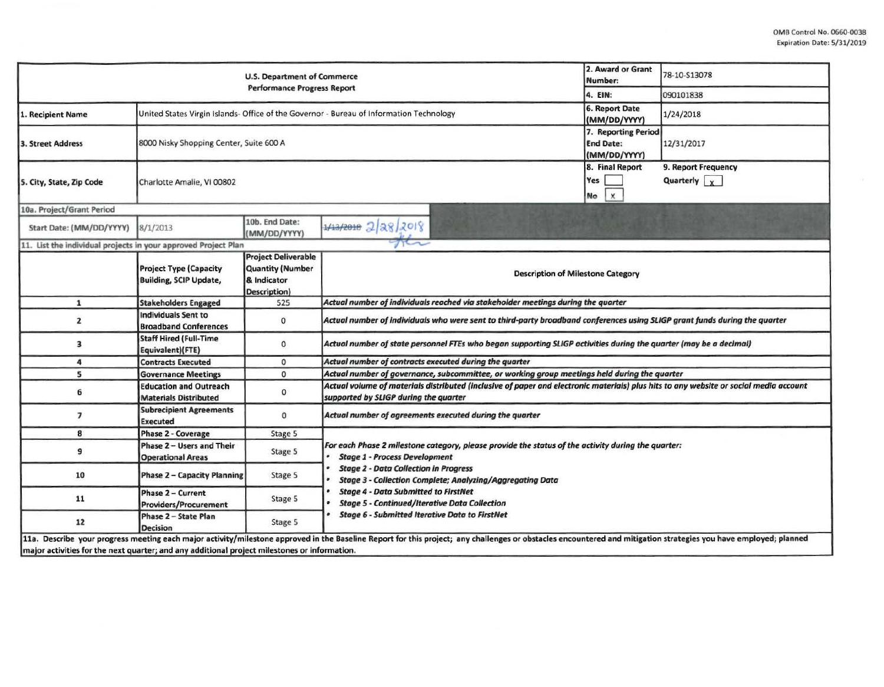OMB Control No. 0660-0038
Expiration Date: 5/31/2019

| U.S. Department of Commerce Performance Progress Report | | 2. Award or Grant Number: | 78-10-S13078 |
|---|---|---|---|
| | | 4. EIN: | 090101838 |
| 1. Recipient Name | United States Virgin Islands- Office of the Governor - Bureau of Information Technology | 6. Report Date (MM/DD/YYYY) | 1/24/2018 |
| 3. Street Address | 8000 Nisky Shopping Center, Suite 600 A | 7. Reporting Period End Date: (MM/DD/YYYY) | 12/31/2017 |
| 5. City, State, Zip Code | Charlotte Amalie, VI 00802 | 8. Final Report Yes [ ] No [x] | 9. Report Frequency Quarterly [x] |

| 10a. Project/Grant Period | | | |
|---|---|---|---|
| Start Date: (MM/DD/YYYY) | 8/1/2013 | 10b. End Date: (MM/DD/YYYY) | ~~1/13/2018~~ 2/28/2018 |

11. List the individual projects in your approved Project Plan

| | Project Type (Capacity Building, SCIP Update, | Project Deliverable Quantity (Number & Indicator Description) | Description of Milestone Category |
|---|---|---|---|
| 1 | Stakeholders Engaged | 525 | *Actual number of individuals reached via stakeholder meetings during the quarter* |
| 2 | Individuals Sent to Broadband Conferences | 0 | *Actual number of individuals who were sent to third-party broadband conferences using SLIGP grant funds during the quarter* |
| 3 | Staff Hired (Full-Time Equivalent)(FTE) | 0 | *Actual number of state personnel FTEs who began supporting SLIGP activities during the quarter (may be a decimal)* |
| 4 | Contracts Executed | 0 | *Actual number of contracts executed during the quarter* |
| 5 | Governance Meetings | 0 | *Actual number of governance, subcommittee, or working group meetings held during the quarter* |
| 6 | Education and Outreach Materials Distributed | 0 | *Actual volume of materials distributed (inclusive of paper and electronic materials) plus hits to any website or social media account supported by SLIGP during the quarter* |
| 7 | Subrecipient Agreements Executed | 0 | *Actual number of agreements executed during the quarter* |
| 8 | Phase 2 - Coverage | Stage 5 | *For each Phase 2 milestone category, please provide the status of the activity during the quarter:* <br>• ***Stage 1 - Process Development*** <br>• ***Stage 2 - Data Collection in Progress*** <br>• ***Stage 3 - Collection Complete; Analyzing/Aggregating Data*** <br>• ***Stage 4 - Data Submitted to FirstNet*** <br>• ***Stage 5 - Continued/Iterative Data Collection*** <br>• ***Stage 6 - Submitted Iterative Data to FirstNet*** |
| 9 | Phase 2 – Users and Their Operational Areas | Stage 5 | |
| 10 | Phase 2 – Capacity Planning | Stage 5 | |
| 11 | Phase 2 – Current Providers/Procurement | Stage 5 | |
| 12 | Phase 2 – State Plan Decision | Stage 5 | |

11a. Describe your progress meeting each major activity/milestone approved in the Baseline Report for this project; any challenges or obstacles encountered and mitigation strategies you have employed; planned major activities for the next quarter; and any additional project milestones or information.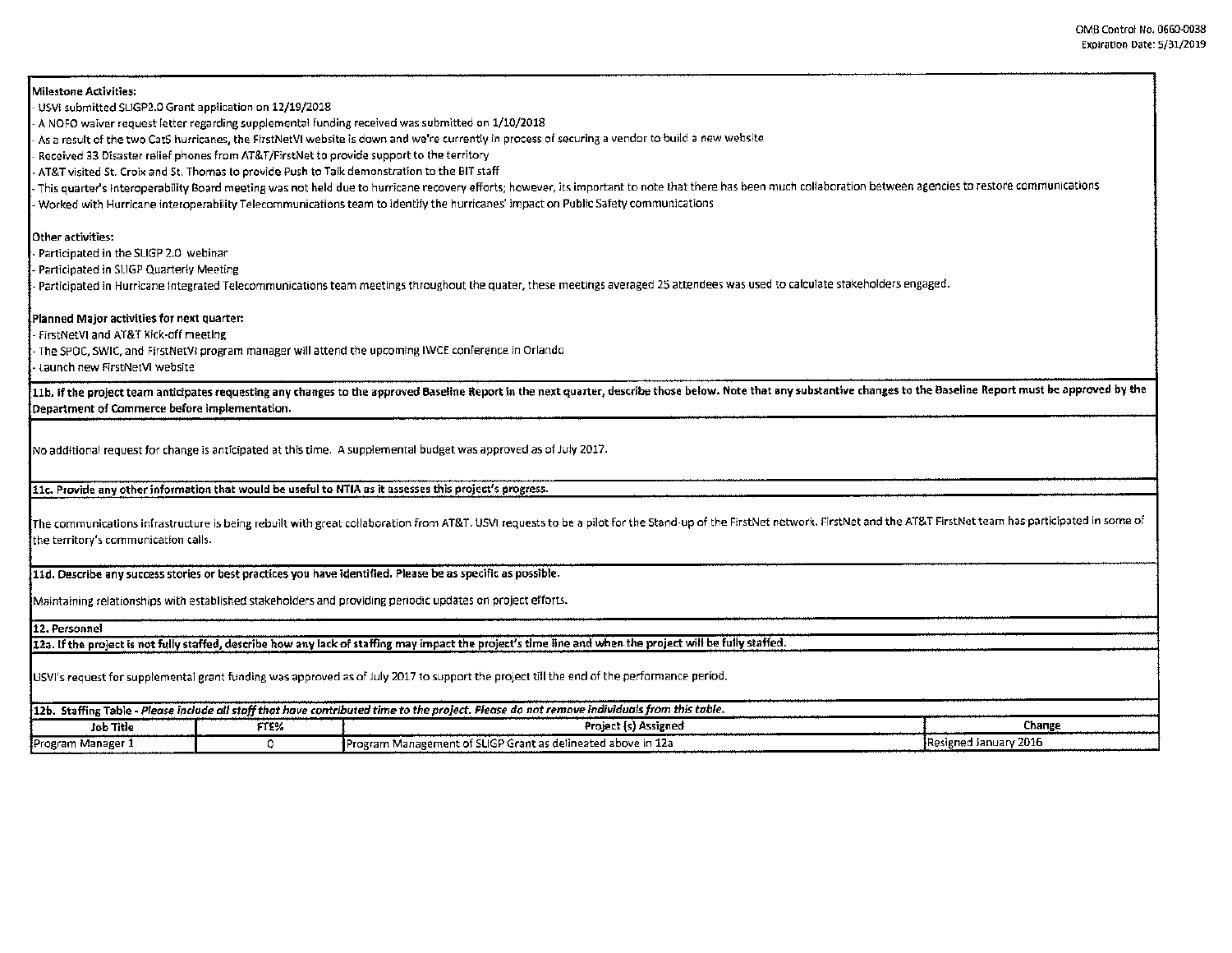**Milestone Activities:**

- USVI submitted SLIGP2.0 Grant application on 12/19/2018
- A NOFO waiver request letter regarding supplemental funding received was submitted on 1/10/2018
- As a result of the two Cat5 hurricanes, the FirstNetVI website is down and we're currently in process of securing a vendor to build a new website
- Received 33 Disaster relief phones from AT&T/FirstNet to provide support to the territory
- AT&T visited St. Croix and St. Thomas to provide Push to Talk demonstration to the BIT staff
- This quarter's Interoperability Board meeting was not held due to hurricane recovery efforts; however, its important to note that there has been much collaboration between agencies to restore communications
- Worked with Hurricane interoperability Telecommunications team to identify the hurricanes' impact on Public Safety communications

**Other activities:**

- Participated in the SLIGP 2.0 webinar
- Participated in SLIGP Quarterly Meeting
- Participated in Hurricane Integrated Telecommunications team meetings throughout the quater, these meetings averaged 25 attendees was used to calculate stakeholders engaged.

**Planned Major activities for next quarter:**

- FirstNetVI and AT&T Kick-off meeting
- The SPOC, SWIC, and FirstNetVI program manager will attend the upcoming IWCE conference in Orlando
- Launch new FirstNetVI website

**11b. If the project team anticipates requesting any changes to the approved Baseline Report in the next quarter, describe those below. Note that any substantive changes to the Baseline Report must be approved by the Department of Commerce before implementation.**

No additional request for change is anticipated at this time. A supplemental budget was approved as of July 2017.

**11c. Provide any other information that would be useful to NTIA as it assesses this project's progress.**

The communications infrastructure is being rebuilt with great collaboration from AT&T. USVI requests to be a pilot for the Stand-up of the FirstNet network. FirstNet and the AT&T FirstNet team has participated in some of the territory's communication calls.

**11d. Describe any success stories or best practices you have identified. Please be as specific as possible.**

Maintaining relationships with established stakeholders and providing periodic updates on project efforts.

**12. Personnel**

**12a. If the project is not fully staffed, describe how any lack of staffing may impact the project's time line and when the project will be fully staffed.**

USVI's request for supplemental grant funding was approved as of July 2017 to support the project till the end of the performance period.

**12b. Staffing Table -** ***Please include all staff that have contributed time to the project. Please do not remove individuals from this table.***

| Job Title | FTE% | Project (s) Assigned | Change |
|---|---|---|---|
| Program Manager 1 | 0 | Program Management of SLIGP Grant as delineated above in 12a | Resigned January 2016 |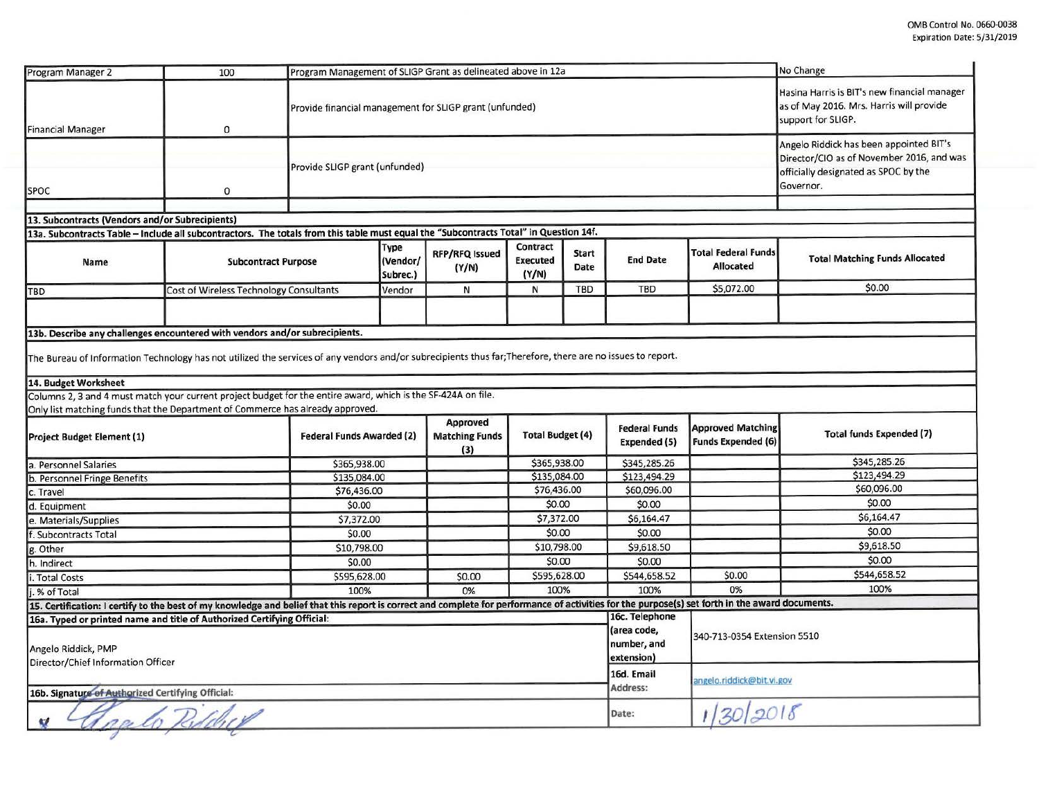| | | | |
|---|---|---|---|
| Program Manager 2 | 100 | Program Management of SLIGP Grant as delineated above in 12a | No Change |
| Financial Manager | 0 | Provide financial management for SLIGP grant (unfunded) | Hasina Harris is BIT's new financial manager as of May 2016. Mrs. Harris will provide support for SLIGP. |
| SPOC | 0 | Provide SLIGP grant (unfunded) | Angelo Riddick has been appointed BIT's Director/CIO as of November 2016, and was officially designated as SPOC by the Governor. |
| | | | |

**13. Subcontracts (Vendors and/or Subrecipients)**

**13a. Subcontracts Table – Include all subcontractors. The totals from this table must equal the "Subcontracts Total" in Question 14f.**

| Name | Subcontract Purpose | Type (Vendor/ Subrec.) | RFP/RFQ Issued (Y/N) | Contract Executed (Y/N) | Start Date | End Date | Total Federal Funds Allocated | Total Matching Funds Allocated |
|---|---|---|---|---|---|---|---|---|
| TBD | Cost of Wireless Technology Consultants | Vendor | N | N | TBD | TBD | $5,072.00 | $0.00 |
| | | | | | | | | |

**13b. Describe any challenges encountered with vendors and/or subrecipients.**

The Bureau of Information Technology has not utilized the services of any vendors and/or subrecipients thus far;Therefore, there are no issues to report.

**14. Budget Worksheet**

Columns 2, 3 and 4 must match your current project budget for the entire award, which is the SF-424A on file.
Only list matching funds that the Department of Commerce has already approved.

| Project Budget Element (1) | Federal Funds Awarded (2) | Approved Matching Funds (3) | Total Budget (4) | Federal Funds Expended (5) | Approved Matching Funds Expended (6) | Total funds Expended (7) |
|---|---|---|---|---|---|---|
| a. Personnel Salaries | $365,938.00 | | $365,938.00 | $345,285.26 | | $345,285.26 |
| b. Personnel Fringe Benefits | $135,084.00 | | $135,084.00 | $123,494.29 | | $123,494.29 |
| c. Travel | $76,436.00 | | $76,436.00 | $60,096.00 | | $60,096.00 |
| d. Equipment | $0.00 | | $0.00 | $0.00 | | $0.00 |
| e. Materials/Supplies | $7,372.00 | | $7,372.00 | $6,164.47 | | $6,164.47 |
| f. Subcontracts Total | $0.00 | | $0.00 | $0.00 | | $0.00 |
| g. Other | $10,798.00 | | $10,798.00 | $9,618.50 | | $9,618.50 |
| h. Indirect | $0.00 | | $0.00 | $0.00 | | $0.00 |
| i. Total Costs | $595,628.00 | $0.00 | $595,628.00 | $544,658.52 | $0.00 | $544,658.52 |
| j. % of Total | 100% | 0% | 100% | 100% | 0% | 100% |

**15. Certification: I certify to the best of my knowledge and belief that this report is correct and complete for performance of activities for the purpose(s) set forth in the award documents.**

| | | |
|---|---|---|
| **16a. Typed or printed name and title of Authorized Certifying Official:**<br>Angelo Riddick, PMP<br>Director/Chief Information Officer | **16c. Telephone (area code, number, and extension)** | 340-713-0354 Extension 5510 |
| | **16d. Email Address:** | angelo.riddick@bit.vi.gov |
| **16b. Signature of Authorized Certifying Official:**<br>Angelo Riddick | Date: | 1/30/2018 |